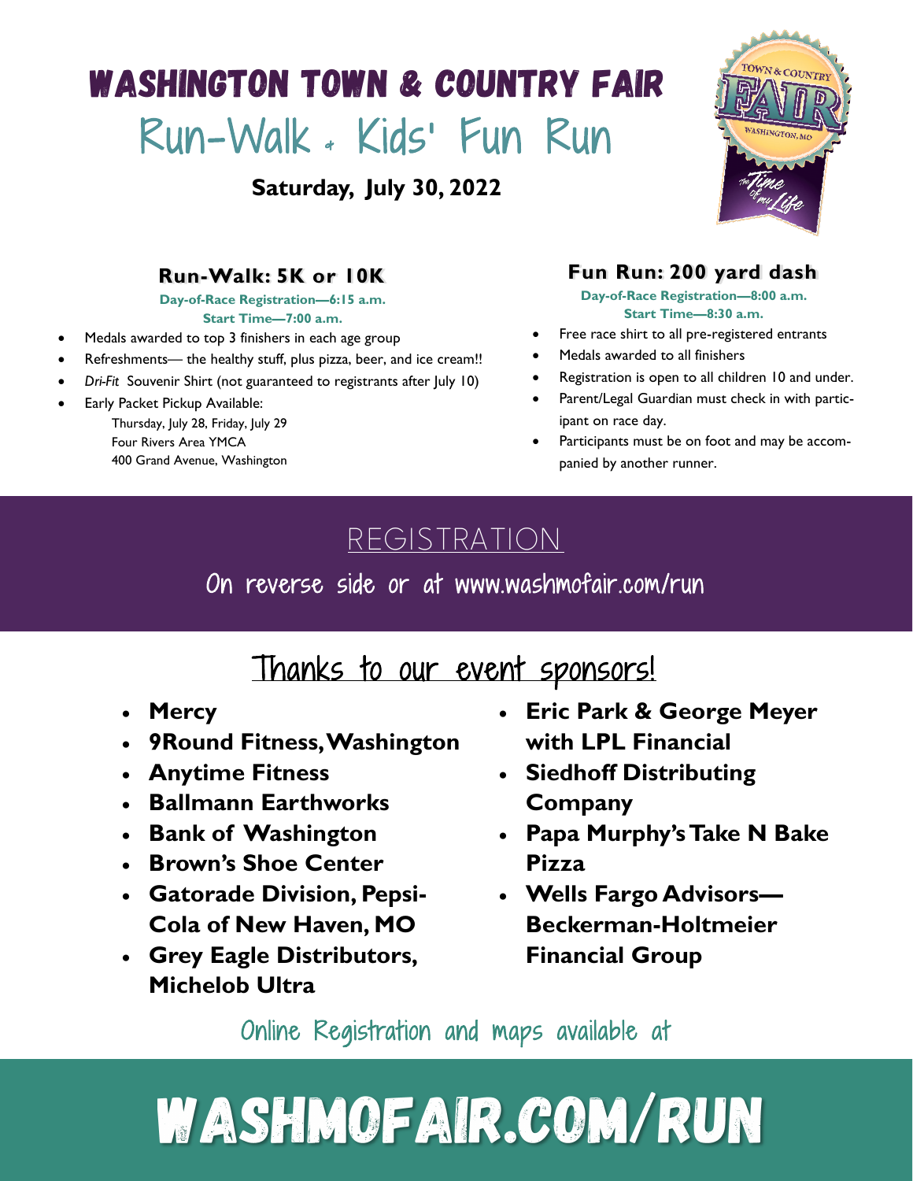# WASHINGTON TOWN & COUNTRY FAIR

## Run-Walk + Kids' Fun Run

**Saturday, July 30, 2022**

### Run-Walk: 5K or 10K

**Day-of-Race Registration—6:15 a.m.**
**Start Time—7:00 a.m.**

- Medals awarded to top 3 finishers in each age group
- Refreshments— the healthy stuff, plus pizza, beer, and ice cream!!
- *Dri-Fit* Souvenir Shirt (not guaranteed to registrants after July 10)
- Early Packet Pickup Available:
  Thursday, July 28, Friday, July 29
  Four Rivers Area YMCA
  400 Grand Avenue, Washington

### Fun Run: 200 yard dash

**Day-of-Race Registration—8:00 a.m.**
**Start Time—8:30 a.m.**

- Free race shirt to all pre-registered entrants
- Medals awarded to all finishers
- Registration is open to all children 10 and under.
- Parent/Legal Guardian must check in with participant on race day.
- Participants must be on foot and may be accompanied by another runner.

## REGISTRATION

On reverse side or at www.washmofair.com/run

## Thanks to our event sponsors!

- **Mercy**
- **9Round Fitness, Washington**
- **Anytime Fitness**
- **Ballmann Earthworks**
- **Bank of Washington**
- **Brown's Shoe Center**
- **Gatorade Division, Pepsi-Cola of New Haven, MO**
- **Grey Eagle Distributors, Michelob Ultra**
- **Eric Park & George Meyer with LPL Financial**
- **Siedhoff Distributing Company**
- **Papa Murphy's Take N Bake Pizza**
- **Wells Fargo Advisors—Beckerman-Holtmeier Financial Group**

Online Registration and maps available at

# WASHMOFAIR.COM/RUN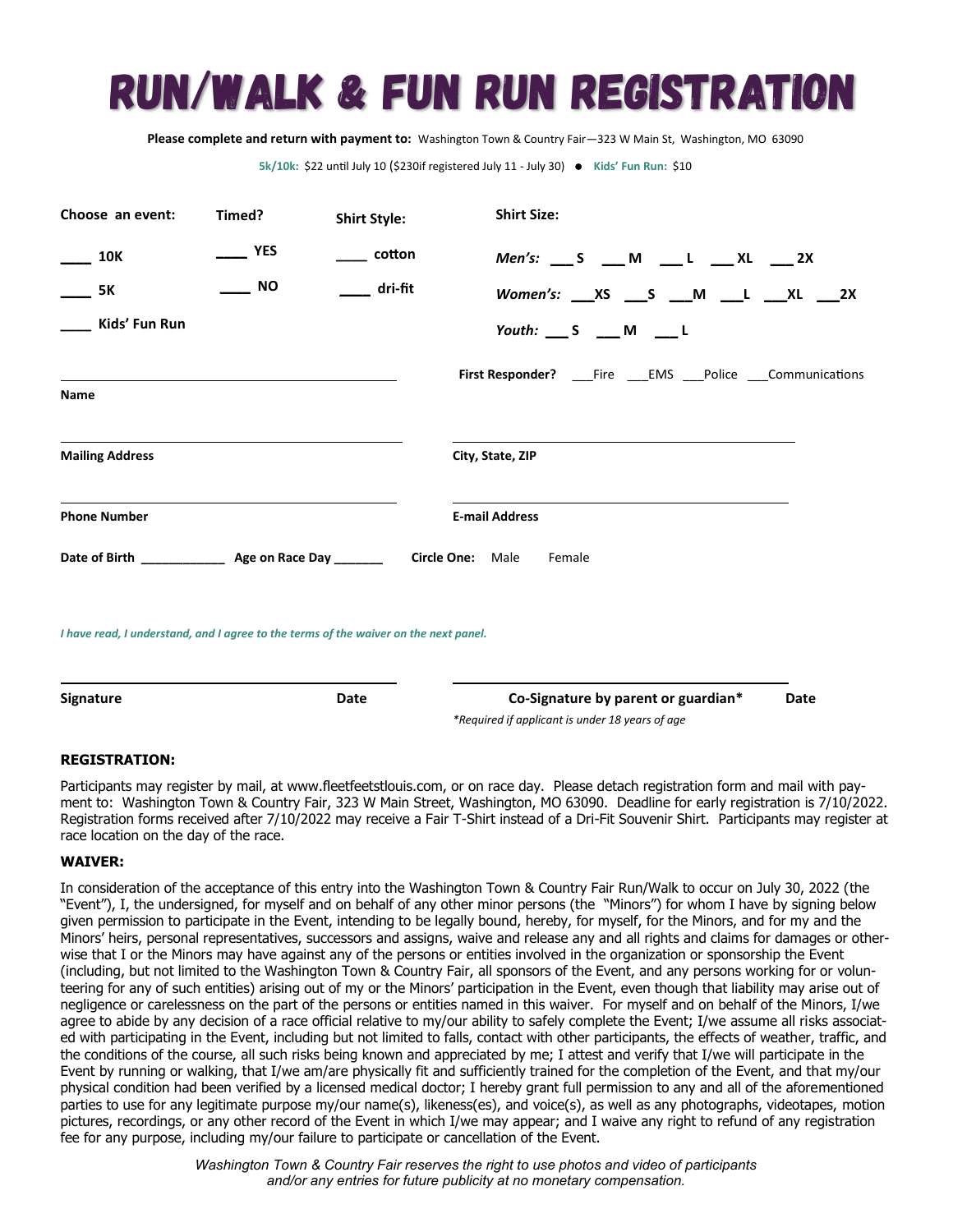# RUN/WALK & FUN RUN REGISTRATION

**Please complete and return with payment to:** Washington Town & Country Fair—323 W Main St, Washington, MO 63090

**5k/10k:** $22 until July 10 ($230if registered July 11 - July 30) ● **Kids' Fun Run:** $10

**Choose an event:**

____ 10K

____ 5K

____ Kids' Fun Run

**Timed?**

____ YES

____ NO

**Shirt Style:**

____ cotton

____ dri-fit

**Shirt Size:**

***Men's:*** ___ S ___ M ___ L ___ XL ___ 2X

***Women's:*** ___XS ___S ___M ___L ___XL ___2X

***Youth:*** ___ S ___ M ___ L

**First Responder?** ___Fire ___EMS ___Police ___Communications

______________________________

**Name**

______________________________

**Mailing Address**

______________________________

**City, State, ZIP**

______________________________

**Phone Number**

______________________________

**E-mail Address**

**Date of Birth** ____________ **Age on Race Day** _______ **Circle One:** Male Female

*I have read, I understand, and I agree to the terms of the waiver on the next panel.*

______________________________

**Signature** **Date**

______________________________

**Co-Signature by parent or guardian*** **Date**

*\*Required if applicant is under 18 years of age*

**REGISTRATION:**

Participants may register by mail, at www.fleetfeetstlouis.com, or on race day. Please detach registration form and mail with payment to: Washington Town & Country Fair, 323 W Main Street, Washington, MO 63090. Deadline for early registration is 7/10/2022. Registration forms received after 7/10/2022 may receive a Fair T-Shirt instead of a Dri-Fit Souvenir Shirt. Participants may register at race location on the day of the race.

**WAIVER:**

In consideration of the acceptance of this entry into the Washington Town & Country Fair Run/Walk to occur on July 30, 2022 (the "Event"), I, the undersigned, for myself and on behalf of any other minor persons (the "Minors") for whom I have by signing below given permission to participate in the Event, intending to be legally bound, hereby, for myself, for the Minors, and for my and the Minors' heirs, personal representatives, successors and assigns, waive and release any and all rights and claims for damages or otherwise that I or the Minors may have against any of the persons or entities involved in the organization or sponsorship the Event (including, but not limited to the Washington Town & Country Fair, all sponsors of the Event, and any persons working for or volunteering for any of such entities) arising out of my or the Minors' participation in the Event, even though that liability may arise out of negligence or carelessness on the part of the persons or entities named in this waiver. For myself and on behalf of the Minors, I/we agree to abide by any decision of a race official relative to my/our ability to safely complete the Event; I/we assume all risks associated with participating in the Event, including but not limited to falls, contact with other participants, the effects of weather, traffic, and the conditions of the course, all such risks being known and appreciated by me; I attest and verify that I/we will participate in the Event by running or walking, that I/we am/are physically fit and sufficiently trained for the completion of the Event, and that my/our physical condition had been verified by a licensed medical doctor; I hereby grant full permission to any and all of the aforementioned parties to use for any legitimate purpose my/our name(s), likeness(es), and voice(s), as well as any photographs, videotapes, motion pictures, recordings, or any other record of the Event in which I/we may appear; and I waive any right to refund of any registration fee for any purpose, including my/our failure to participate or cancellation of the Event.

*Washington Town & Country Fair reserves the right to use photos and video of participants and/or any entries for future publicity at no monetary compensation.*